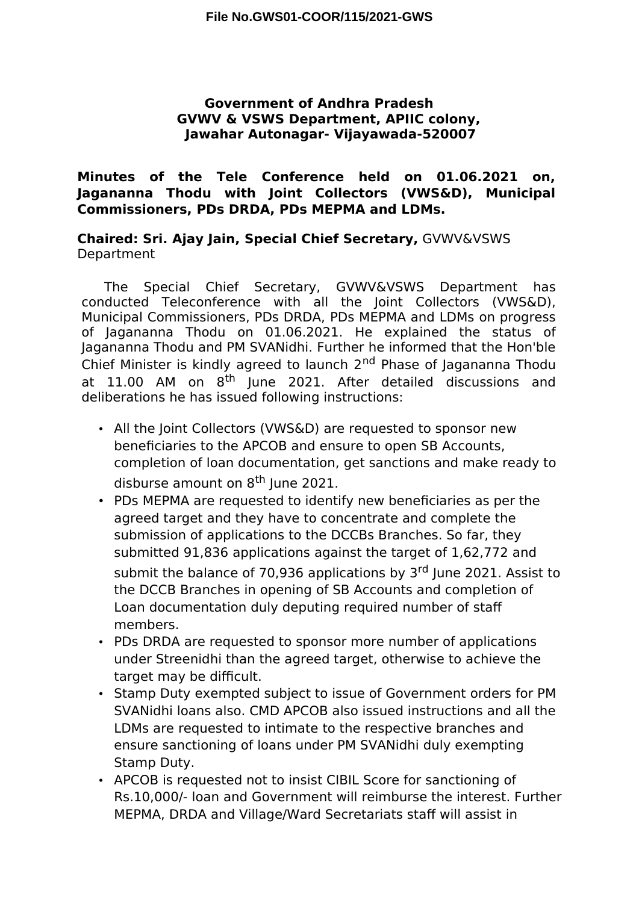File No.GWS01-COOR/115/2021-GWS

**Government of Andhra Pradesh**
**GVWV & VSWS Department, APIIC colony,**
**Jawahar Autonagar- Vijayawada-520007**

**Minutes of the Tele Conference held on 01.06.2021 on, Jagananna Thodu with Joint Collectors (VWS&D), Municipal Commissioners, PDs DRDA, PDs MEPMA and LDMs.**

**Chaired: Sri. Ajay Jain, Special Chief Secretary,** GVWV&VSWS Department

The Special Chief Secretary, GVWV&VSWS Department has conducted Teleconference with all the Joint Collectors (VWS&D), Municipal Commissioners, PDs DRDA, PDs MEPMA and LDMs on progress of Jagananna Thodu on 01.06.2021. He explained the status of Jagananna Thodu and PM SVANidhi. Further he informed that the Hon'ble Chief Minister is kindly agreed to launch 2nd Phase of Jagananna Thodu at 11.00 AM on 8th June 2021. After detailed discussions and deliberations he has issued following instructions:

- All the Joint Collectors (VWS&D) are requested to sponsor new beneficiaries to the APCOB and ensure to open SB Accounts, completion of loan documentation, get sanctions and make ready to disburse amount on 8th June 2021.
- PDs MEPMA are requested to identify new beneficiaries as per the agreed target and they have to concentrate and complete the submission of applications to the DCCBs Branches. So far, they submitted 91,836 applications against the target of 1,62,772 and submit the balance of 70,936 applications by 3rd June 2021. Assist to the DCCB Branches in opening of SB Accounts and completion of Loan documentation duly deputing required number of staff members.
- PDs DRDA are requested to sponsor more number of applications under Streenidhi than the agreed target, otherwise to achieve the target may be difficult.
- Stamp Duty exempted subject to issue of Government orders for PM SVANidhi loans also. CMD APCOB also issued instructions and all the LDMs are requested to intimate to the respective branches and ensure sanctioning of loans under PM SVANidhi duly exempting Stamp Duty.
- APCOB is requested not to insist CIBIL Score for sanctioning of Rs.10,000/- loan and Government will reimburse the interest. Further MEPMA, DRDA and Village/Ward Secretariats staff will assist in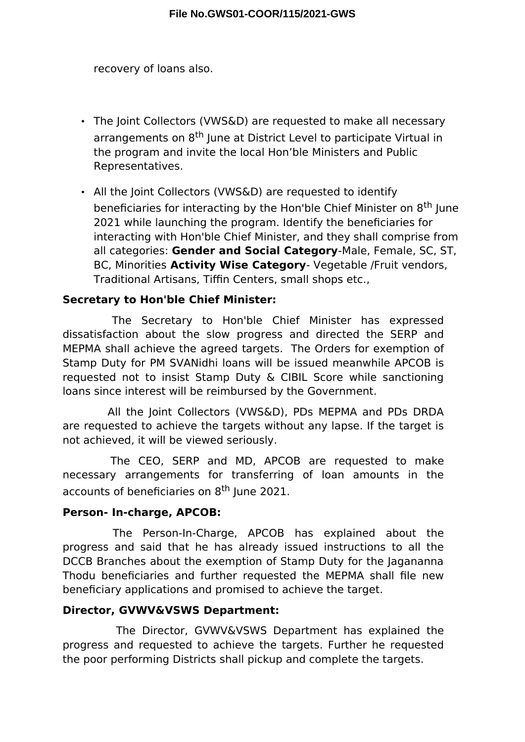recovery of loans also.

- The Joint Collectors (VWS&D) are requested to make all necessary arrangements on 8th June at District Level to participate Virtual in the program and invite the local Hon'ble Ministers and Public Representatives.
- All the Joint Collectors (VWS&D) are requested to identify beneficiaries for interacting by the Hon'ble Chief Minister on 8th June 2021 while launching the program. Identify the beneficiaries for interacting with Hon'ble Chief Minister, and they shall comprise from all categories: **Gender and Social Category**-Male, Female, SC, ST, BC, Minorities **Activity Wise Category**- Vegetable /Fruit vendors, Traditional Artisans, Tiffin Centers, small shops etc.,

**Secretary to Hon'ble Chief Minister:**

The Secretary to Hon'ble Chief Minister has expressed dissatisfaction about the slow progress and directed the SERP and MEPMA shall achieve the agreed targets. The Orders for exemption of Stamp Duty for PM SVANidhi loans will be issued meanwhile APCOB is requested not to insist Stamp Duty & CIBIL Score while sanctioning loans since interest will be reimbursed by the Government.

All the Joint Collectors (VWS&D), PDs MEPMA and PDs DRDA are requested to achieve the targets without any lapse. If the target is not achieved, it will be viewed seriously.

The CEO, SERP and MD, APCOB are requested to make necessary arrangements for transferring of loan amounts in the accounts of beneficiaries on 8th June 2021.

**Person- In-charge, APCOB:**

The Person-In-Charge, APCOB has explained about the progress and said that he has already issued instructions to all the DCCB Branches about the exemption of Stamp Duty for the Jagananna Thodu beneficiaries and further requested the MEPMA shall file new beneficiary applications and promised to achieve the target.

**Director, GVWV&VSWS Department:**

The Director, GVWV&VSWS Department has explained the progress and requested to achieve the targets. Further he requested the poor performing Districts shall pickup and complete the targets.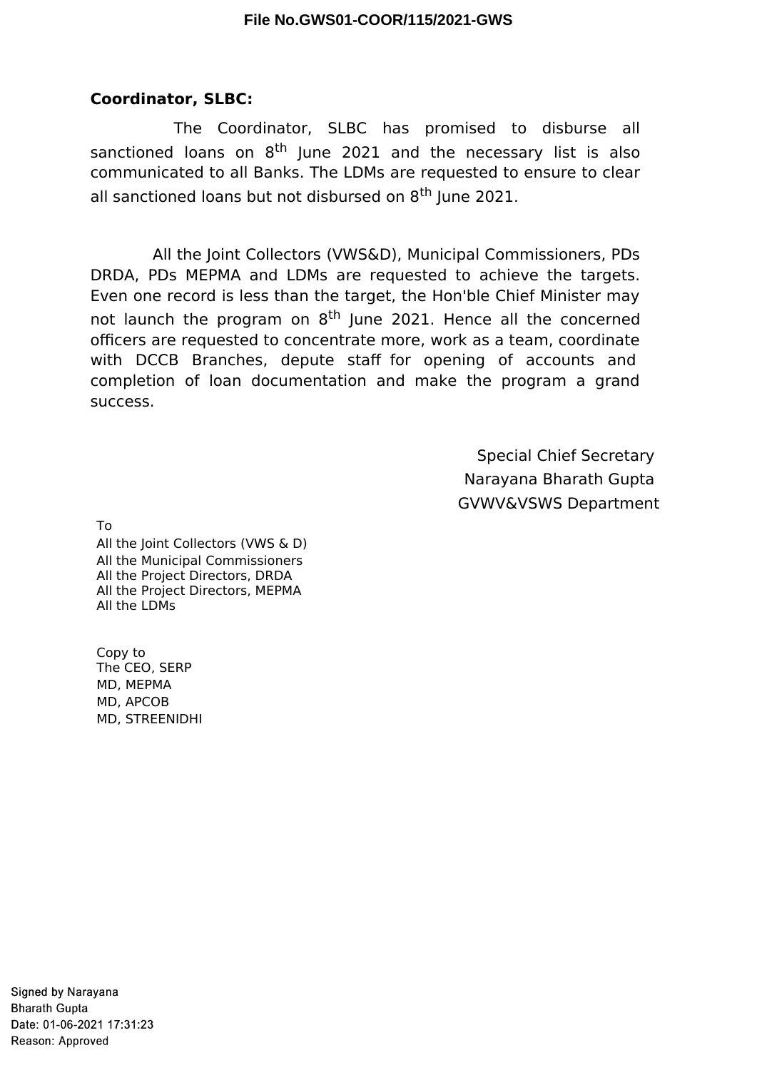**Coordinator, SLBC:**

The Coordinator, SLBC has promised to disburse all sanctioned loans on 8th June 2021 and the necessary list is also communicated to all Banks. The LDMs are requested to ensure to clear all sanctioned loans but not disbursed on 8th June 2021.

All the Joint Collectors (VWS&D), Municipal Commissioners, PDs DRDA, PDs MEPMA and LDMs are requested to achieve the targets. Even one record is less than the target, the Hon'ble Chief Minister may not launch the program on 8th June 2021. Hence all the concerned officers are requested to concentrate more, work as a team, coordinate with DCCB Branches, depute staff for opening of accounts and completion of loan documentation and make the program a grand success.

Special Chief Secretary
Narayana Bharath Gupta
GVWV&VSWS Department

To
All the Joint Collectors (VWS & D)
All the Municipal Commissioners
All the Project Directors, DRDA
All the Project Directors, MEPMA
All the LDMs

Copy to
The CEO, SERP
MD, MEPMA
MD, APCOB
MD, STREENIDHI

Signed by Narayana Bharath Gupta
Date: 01-06-2021 17:31:23
Reason: Approved